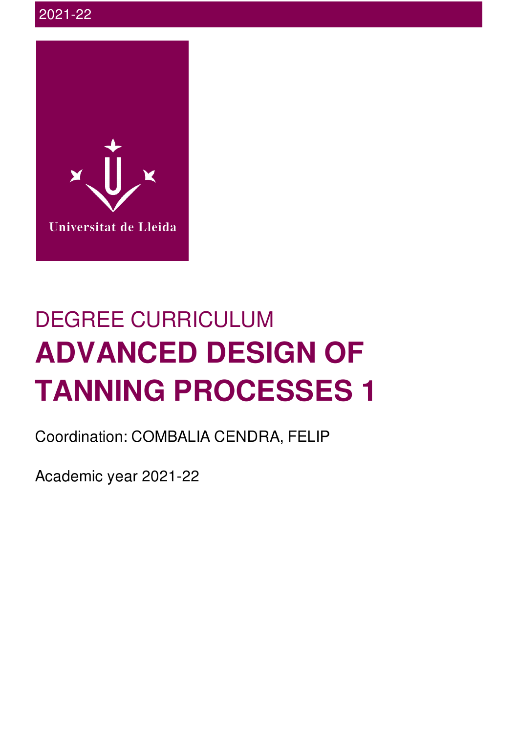2021-22

Universitat de Lleida

DEGREE CURRICULUM

# ADVANCED DESIGN OF TANNING PROCESSES 1

Coordination: COMBALIA CENDRA, FELIP

Academic year 2021-22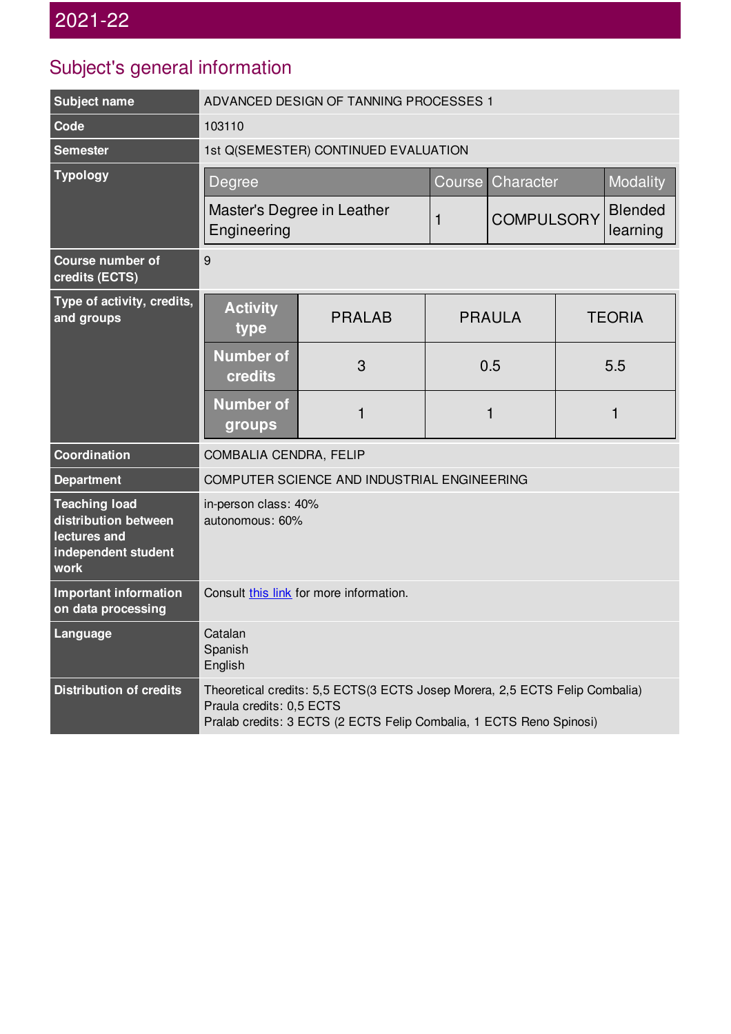# 2021-22

## Subject's general information

| | |
|---|---|
| **Subject name** | ADVANCED DESIGN OF TANNING PROCESSES 1 |
| **Code** | 103110 |
| **Semester** | 1st Q(SEMESTER) CONTINUED EVALUATION |
| **Typology** | Degree: Master's Degree in Leather Engineering; Course: 1; Character: COMPULSORY; Modality: Blended learning |
| **Course number of credits (ECTS)** | 9 |
| **Type of activity, credits, and groups** | Activity type: PRALAB / PRAULA / TEORIA; Number of credits: 3 / 0.5 / 5.5; Number of groups: 1 / 1 / 1 |
| **Coordination** | COMBALIA CENDRA, FELIP |
| **Department** | COMPUTER SCIENCE AND INDUSTRIAL ENGINEERING |
| **Teaching load distribution between lectures and independent student work** | in-person class: 40%<br>autonomous: 60% |
| **Important information on data processing** | Consult this link for more information. |
| **Language** | Catalan<br>Spanish<br>English |
| **Distribution of credits** | Theoretical credits: 5,5 ECTS(3 ECTS Josep Morera, 2,5 ECTS Felip Combalia)<br>Praula credits: 0,5 ECTS<br>Pralab credits: 3 ECTS (2 ECTS Felip Combalia, 1 ECTS Reno Spinosi) |

**Typology**

| Degree | Course | Character | Modality |
|---|---|---|---|
| Master's Degree in Leather Engineering | 1 | COMPULSORY | Blended learning |

**Type of activity, credits, and groups**

| Activity type | PRALAB | PRAULA | TEORIA |
|---|---|---|---|
| Number of credits | 3 | 0.5 | 5.5 |
| Number of groups | 1 | 1 | 1 |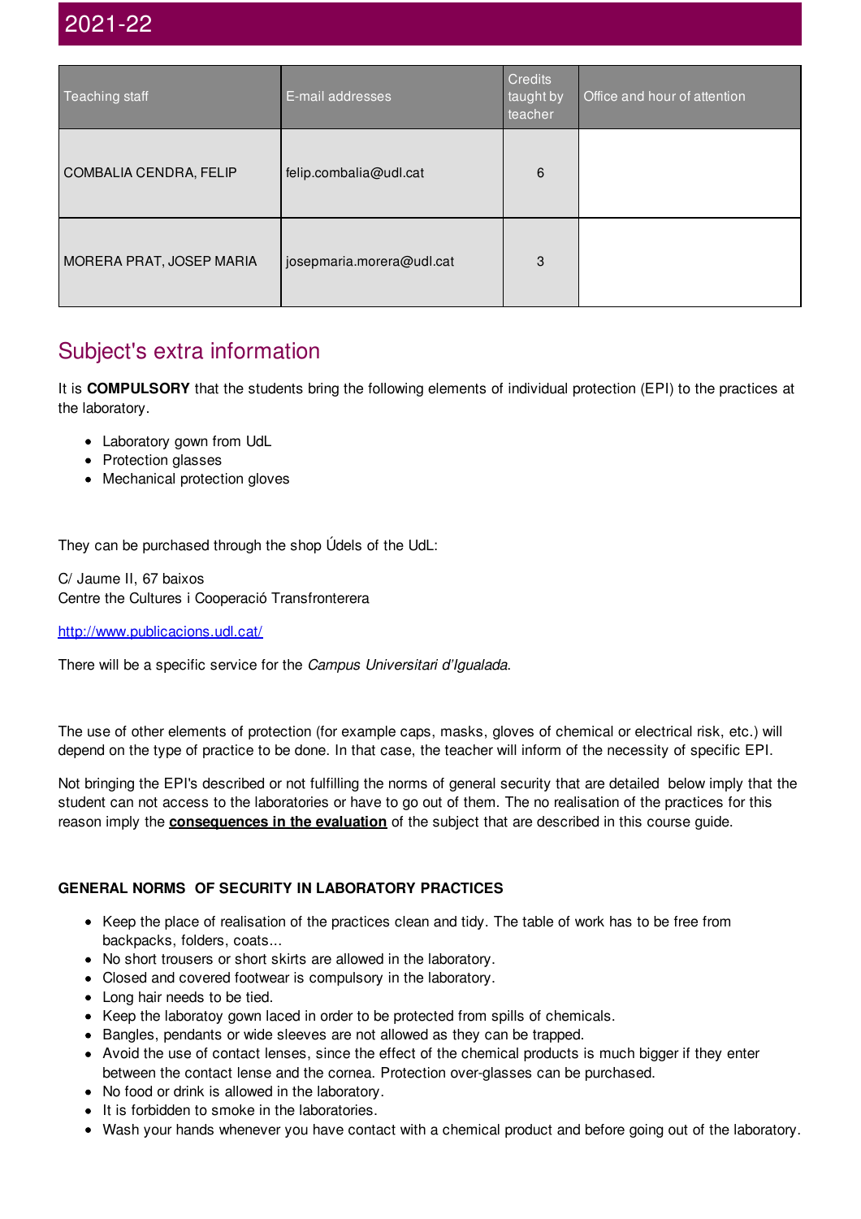# 2021-22

| Teaching staff | E-mail addresses | Credits taught by teacher | Office and hour of attention |
|---|---|---|---|
| COMBALIA CENDRA, FELIP | felip.combalia@udl.cat | 6 | |
| MORERA PRAT, JOSEP MARIA | josepmaria.morera@udl.cat | 3 | |

## Subject's extra information

It is **COMPULSORY** that the students bring the following elements of individual protection (EPI) to the practices at the laboratory.

- Laboratory gown from UdL
- Protection glasses
- Mechanical protection gloves

They can be purchased through the shop Údels of the UdL:

C/ Jaume II, 67 baixos
Centre the Cultures i Cooperació Transfronterera

http://www.publicacions.udl.cat/

There will be a specific service for the *Campus Universitari d'Igualada*.

The use of other elements of protection (for example caps, masks, gloves of chemical or electrical risk, etc.) will depend on the type of practice to be done. In that case, the teacher will inform of the necessity of specific EPI.

Not bringing the EPI's described or not fulfilling the norms of general security that are detailed below imply that the student can not access to the laboratories or have to go out of them. The no realisation of the practices for this reason imply the **consequences in the evaluation** of the subject that are described in this course guide.

**GENERAL NORMS OF SECURITY IN LABORATORY PRACTICES**

- Keep the place of realisation of the practices clean and tidy. The table of work has to be free from backpacks, folders, coats...
- No short trousers or short skirts are allowed in the laboratory.
- Closed and covered footwear is compulsory in the laboratory.
- Long hair needs to be tied.
- Keep the laboratoy gown laced in order to be protected from spills of chemicals.
- Bangles, pendants or wide sleeves are not allowed as they can be trapped.
- Avoid the use of contact lenses, since the effect of the chemical products is much bigger if they enter between the contact lense and the cornea. Protection over-glasses can be purchased.
- No food or drink is allowed in the laboratory.
- It is forbidden to smoke in the laboratories.
- Wash your hands whenever you have contact with a chemical product and before going out of the laboratory.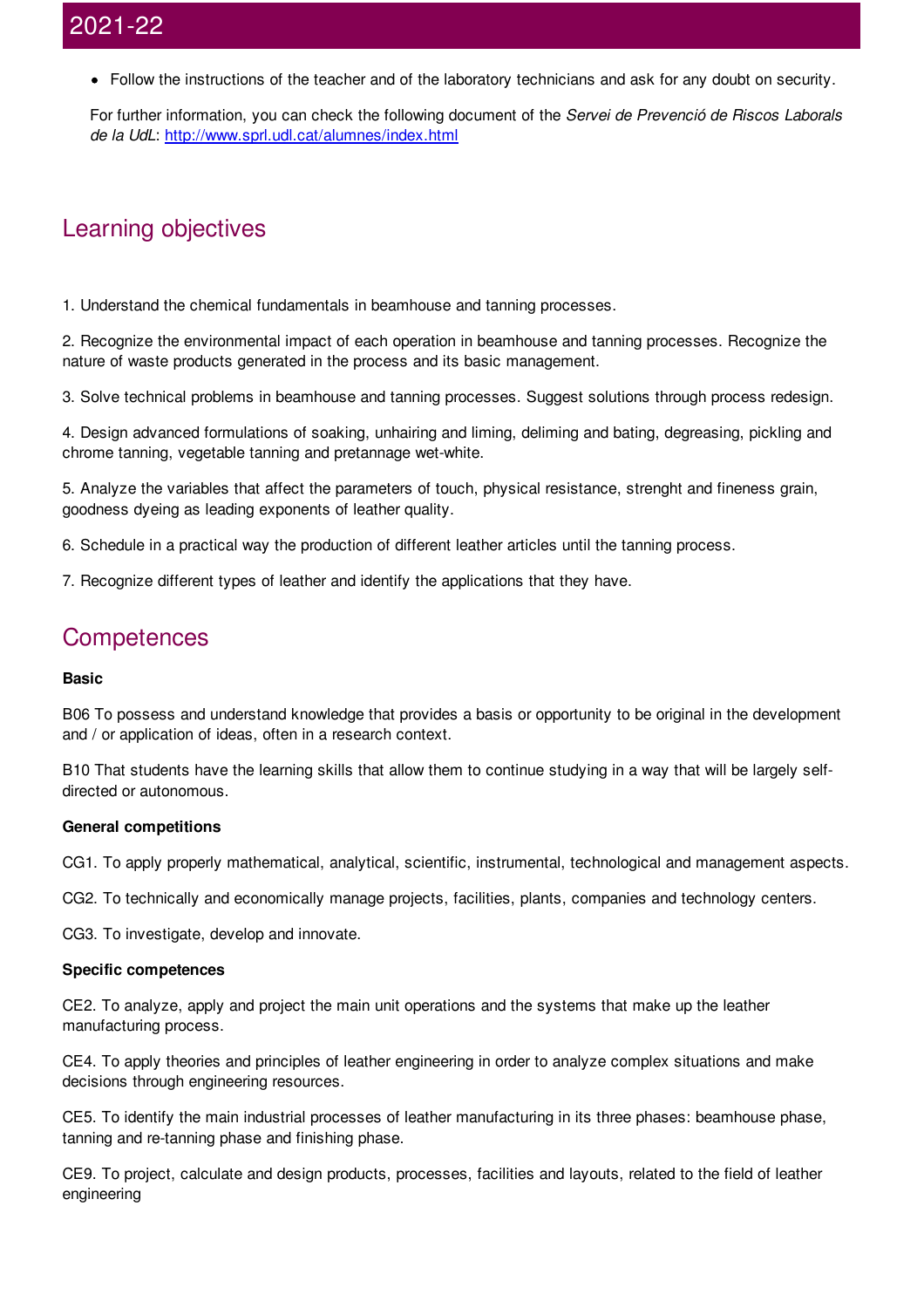- Follow the instructions of the teacher and of the laboratory technicians and ask for any doubt on security.

For further information, you can check the following document of the *Servei de Prevenció de Riscos Laborals de la UdL*: [http://www.sprl.udl.cat/alumnes/index.html](http://www.sprl.udl.cat/alumnes/index.html)

## Learning objectives

1. Understand the chemical fundamentals in beamhouse and tanning processes.

2. Recognize the environmental impact of each operation in beamhouse and tanning processes. Recognize the nature of waste products generated in the process and its basic management.

3. Solve technical problems in beamhouse and tanning processes. Suggest solutions through process redesign.

4. Design advanced formulations of soaking, unhairing and liming, deliming and bating, degreasing, pickling and chrome tanning, vegetable tanning and pretannage wet-white.

5. Analyze the variables that affect the parameters of touch, physical resistance, strenght and fineness grain, goodness dyeing as leading exponents of leather quality.

6. Schedule in a practical way the production of different leather articles until the tanning process.

7. Recognize different types of leather and identify the applications that they have.

## Competences

**Basic**

B06 To possess and understand knowledge that provides a basis or opportunity to be original in the development and / or application of ideas, often in a research context.

B10 That students have the learning skills that allow them to continue studying in a way that will be largely self-directed or autonomous.

**General competitions**

CG1. To apply properly mathematical, analytical, scientific, instrumental, technological and management aspects.

CG2. To technically and economically manage projects, facilities, plants, companies and technology centers.

CG3. To investigate, develop and innovate.

**Specific competences**

CE2. To analyze, apply and project the main unit operations and the systems that make up the leather manufacturing process.

CE4. To apply theories and principles of leather engineering in order to analyze complex situations and make decisions through engineering resources.

CE5. To identify the main industrial processes of leather manufacturing in its three phases: beamhouse phase, tanning and re-tanning phase and finishing phase.

CE9. To project, calculate and design products, processes, facilities and layouts, related to the field of leather engineering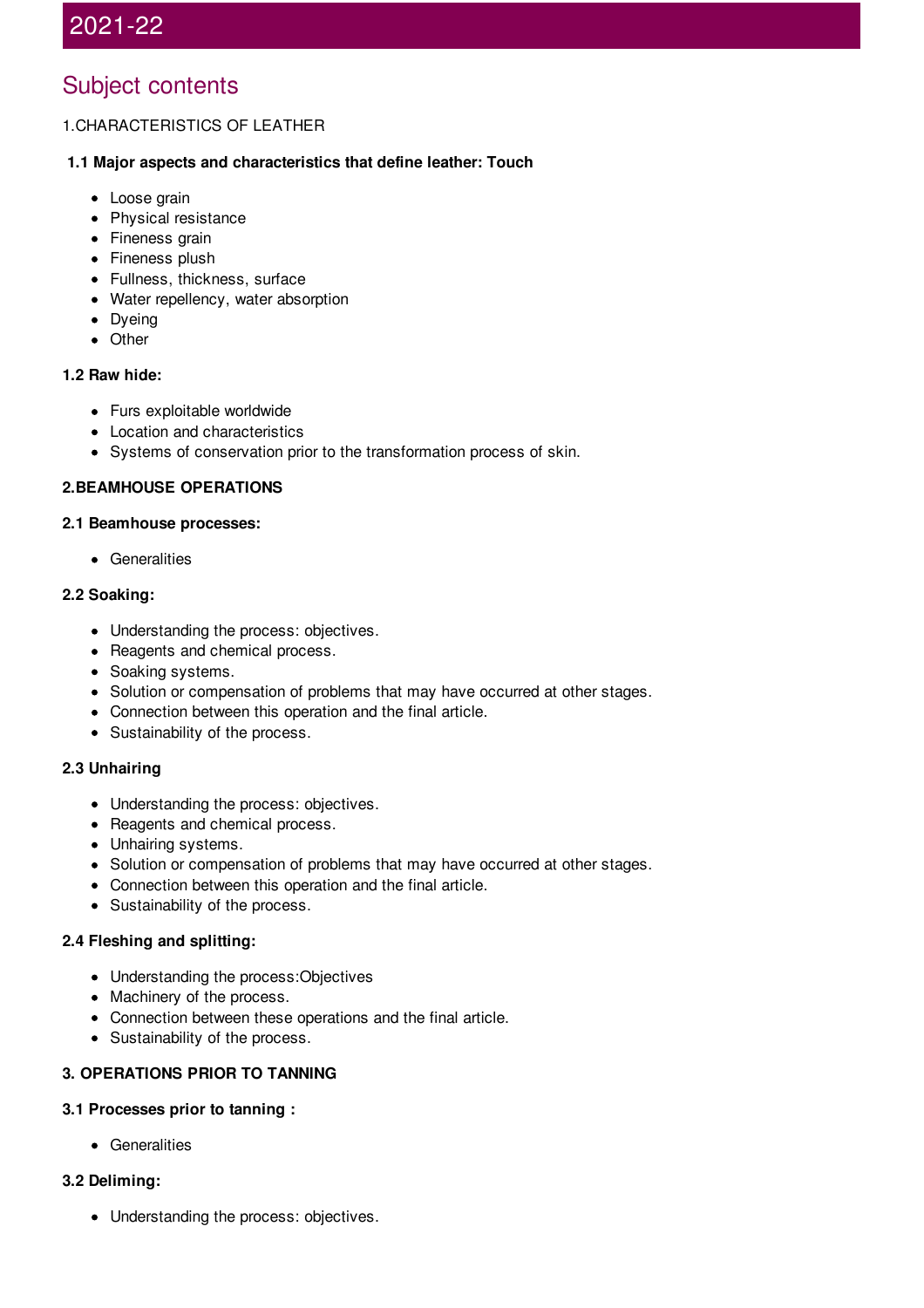## 2021-22

## Subject contents

1.CHARACTERISTICS OF LEATHER

**1.1 Major aspects and characteristics that define leather: Touch**

- Loose grain
- Physical resistance
- Fineness grain
- Fineness plush
- Fullness, thickness, surface
- Water repellency, water absorption
- Dyeing
- Other

**1.2 Raw hide:**

- Furs exploitable worldwide
- Location and characteristics
- Systems of conservation prior to the transformation process of skin.

**2.BEAMHOUSE OPERATIONS**

**2.1 Beamhouse processes:**

- Generalities

**2.2 Soaking:**

- Understanding the process: objectives.
- Reagents and chemical process.
- Soaking systems.
- Solution or compensation of problems that may have occurred at other stages.
- Connection between this operation and the final article.
- Sustainability of the process.

**2.3 Unhairing**

- Understanding the process: objectives.
- Reagents and chemical process.
- Unhairing systems.
- Solution or compensation of problems that may have occurred at other stages.
- Connection between this operation and the final article.
- Sustainability of the process.

**2.4 Fleshing and splitting:**

- Understanding the process:Objectives
- Machinery of the process.
- Connection between these operations and the final article.
- Sustainability of the process.

**3. OPERATIONS PRIOR TO TANNING**

**3.1 Processes prior to tanning :**

- Generalities

**3.2 Deliming:**

- Understanding the process: objectives.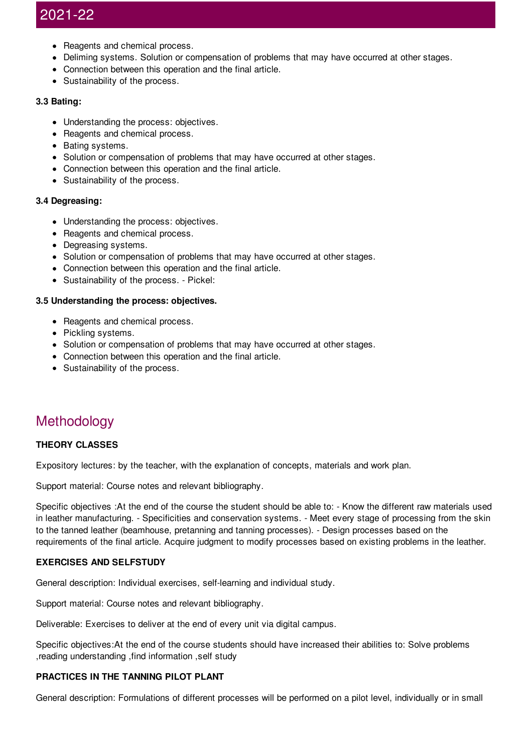- Reagents and chemical process.
- Deliming systems. Solution or compensation of problems that may have occurred at other stages.
- Connection between this operation and the final article.
- Sustainability of the process.

**3.3 Bating:**

- Understanding the process: objectives.
- Reagents and chemical process.
- Bating systems.
- Solution or compensation of problems that may have occurred at other stages.
- Connection between this operation and the final article.
- Sustainability of the process.

**3.4 Degreasing:**

- Understanding the process: objectives.
- Reagents and chemical process.
- Degreasing systems.
- Solution or compensation of problems that may have occurred at other stages.
- Connection between this operation and the final article.
- Sustainability of the process. - Pickel:

**3.5 Understanding the process: objectives.**

- Reagents and chemical process.
- Pickling systems.
- Solution or compensation of problems that may have occurred at other stages.
- Connection between this operation and the final article.
- Sustainability of the process.

## Methodology

**THEORY CLASSES**

Expository lectures: by the teacher, with the explanation of concepts, materials and work plan.

Support material: Course notes and relevant bibliography.

Specific objectives :At the end of the course the student should be able to: - Know the different raw materials used in leather manufacturing. - Specificities and conservation systems. - Meet every stage of processing from the skin to the tanned leather (beamhouse, pretanning and tanning processes). - Design processes based on the requirements of the final article. Acquire judgment to modify processes based on existing problems in the leather.

**EXERCISES AND SELFSTUDY**

General description: Individual exercises, self-learning and individual study.

Support material: Course notes and relevant bibliography.

Deliverable: Exercises to deliver at the end of every unit via digital campus.

Specific objectives:At the end of the course students should have increased their abilities to: Solve problems ,reading understanding ,find information ,self study

**PRACTICES IN THE TANNING PILOT PLANT**

General description: Formulations of different processes will be performed on a pilot level, individually or in small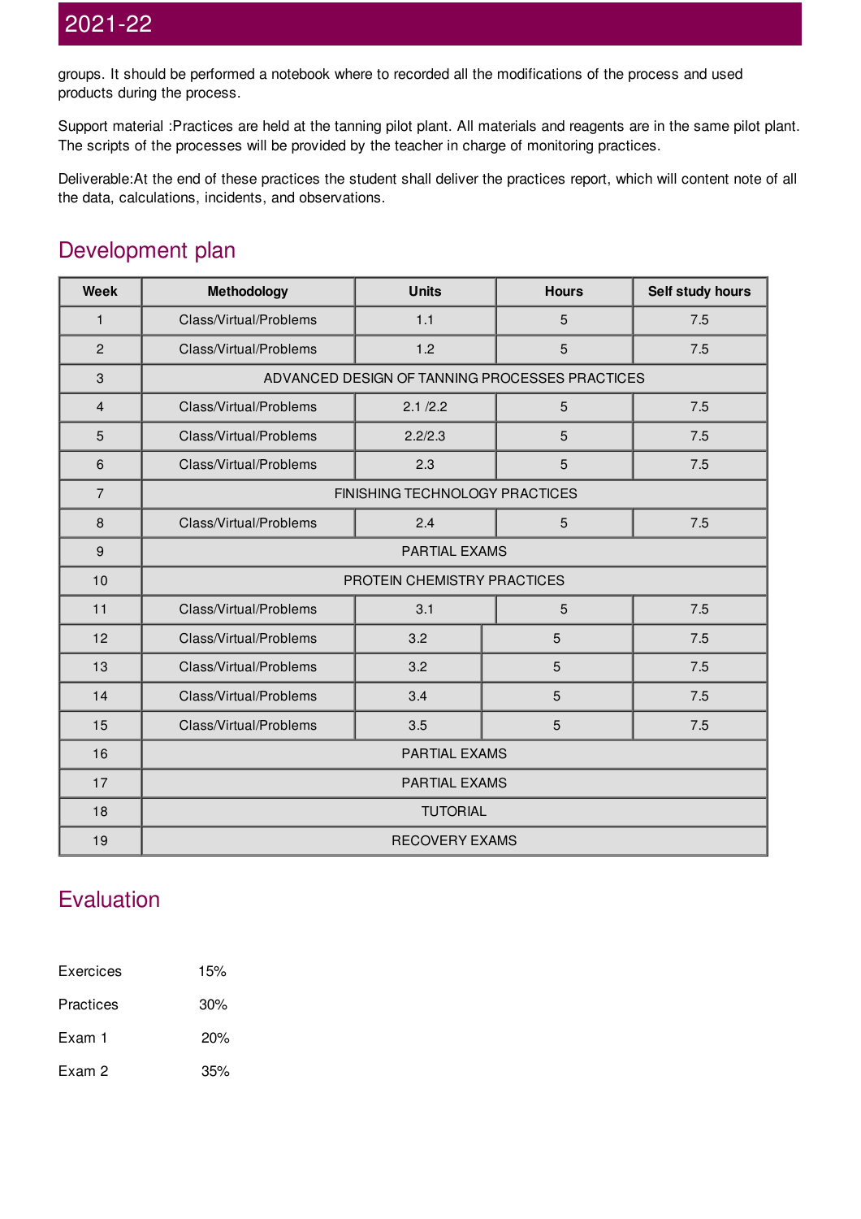groups. It should be performed a notebook where to recorded all the modifications of the process and used products during the process.

Support material :Practices are held at the tanning pilot plant. All materials and reagents are in the same pilot plant. The scripts of the processes will be provided by the teacher in charge of monitoring practices.

Deliverable:At the end of these practices the student shall deliver the practices report, which will content note of all the data, calculations, incidents, and observations.

## Development plan

| Week | Methodology | Units | Hours | Self study hours |
|---|---|---|---|---|
| 1 | Class/Virtual/Problems | 1.1 | 5 | 7.5 |
| 2 | Class/Virtual/Problems | 1.2 | 5 | 7.5 |
| 3 | ADVANCED DESIGN OF TANNING PROCESSES PRACTICES | | | |
| 4 | Class/Virtual/Problems | 2.1 /2.2 | 5 | 7.5 |
| 5 | Class/Virtual/Problems | 2.2/2.3 | 5 | 7.5 |
| 6 | Class/Virtual/Problems | 2.3 | 5 | 7.5 |
| 7 | FINISHING TECHNOLOGY PRACTICES | | | |
| 8 | Class/Virtual/Problems | 2.4 | 5 | 7.5 |
| 9 | PARTIAL EXAMS | | | |
| 10 | PROTEIN CHEMISTRY PRACTICES | | | |
| 11 | Class/Virtual/Problems | 3.1 | 5 | 7.5 |
| 12 | Class/Virtual/Problems | 3.2 | 5 | 7.5 |
| 13 | Class/Virtual/Problems | 3.2 | 5 | 7.5 |
| 14 | Class/Virtual/Problems | 3.4 | 5 | 7.5 |
| 15 | Class/Virtual/Problems | 3.5 | 5 | 7.5 |
| 16 | PARTIAL EXAMS | | | |
| 17 | PARTIAL EXAMS | | | |
| 18 | TUTORIAL | | | |
| 19 | RECOVERY EXAMS | | | |

## Evaluation

Exercices 15%

Practices 30%

Exam 1 20%

Exam 2 35%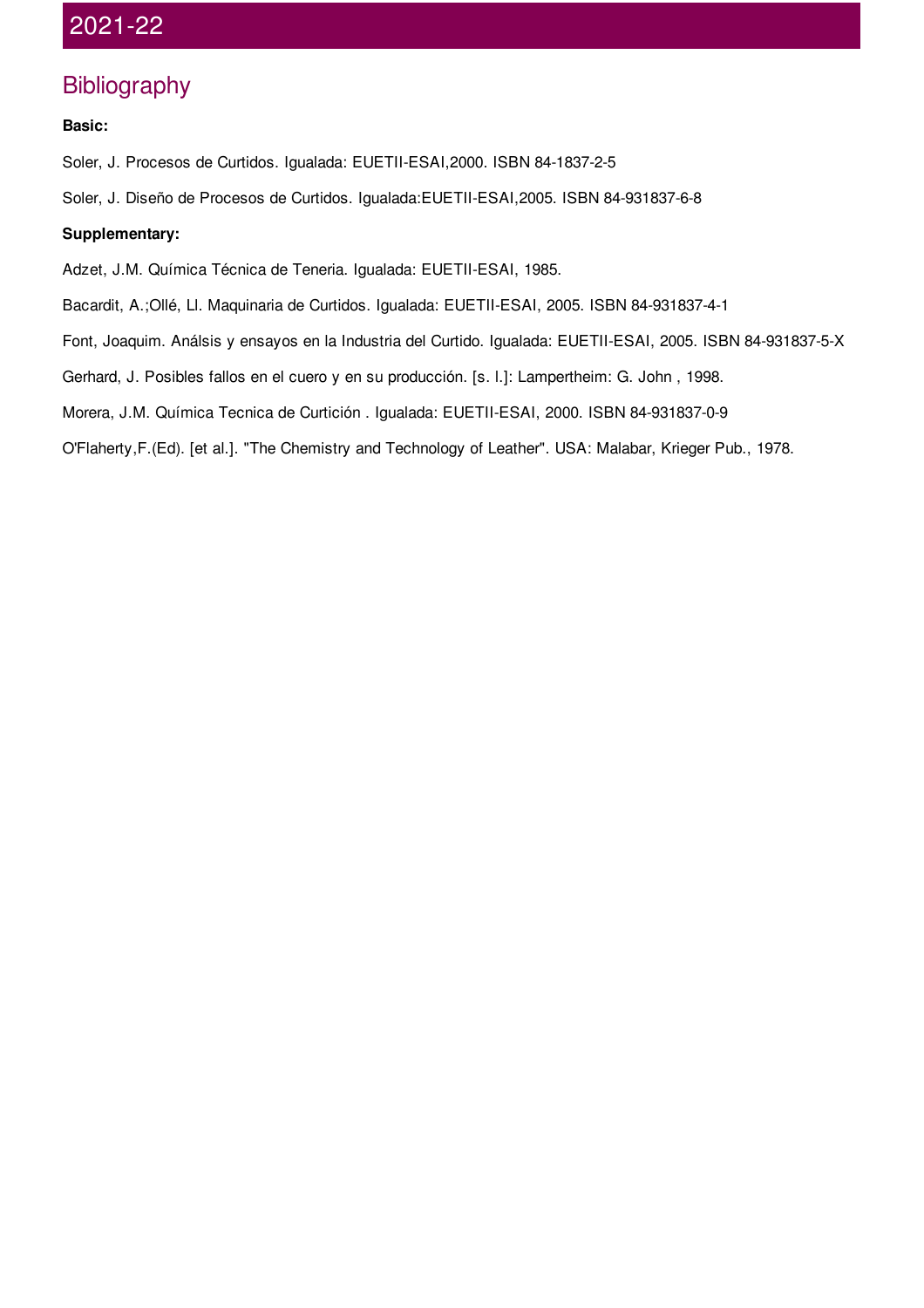## Bibliography

**Basic:**

Soler, J. Procesos de Curtidos. Igualada: EUETII-ESAI,2000. ISBN 84-1837-2-5

Soler, J. Diseño de Procesos de Curtidos. Igualada:EUETII-ESAI,2005. ISBN 84-931837-6-8

**Supplementary:**

Adzet, J.M. Química Técnica de Teneria. Igualada: EUETII-ESAI, 1985.

Bacardit, A.;Ollé, Ll. Maquinaria de Curtidos. Igualada: EUETII-ESAI, 2005. ISBN 84-931837-4-1

Font, Joaquim. Análsis y ensayos en la Industria del Curtido. Igualada: EUETII-ESAI, 2005. ISBN 84-931837-5-X

Gerhard, J. Posibles fallos en el cuero y en su producción. [s. l.]: Lampertheim: G. John , 1998.

Morera, J.M. Química Tecnica de Curtición . Igualada: EUETII-ESAI, 2000. ISBN 84-931837-0-9

O'Flaherty,F.(Ed). [et al.]. "The Chemistry and Technology of Leather". USA: Malabar, Krieger Pub., 1978.